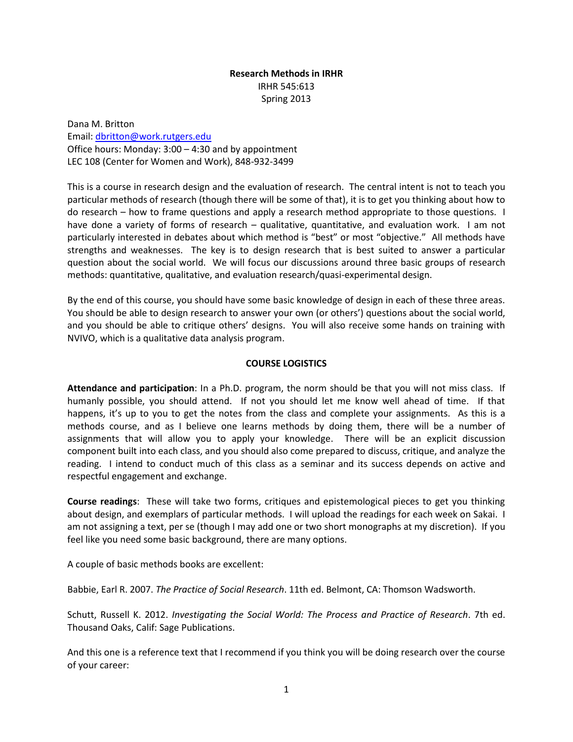**Research Methods in IRHR**
IRHR 545:613
Spring 2013

Dana M. Britton
Email: [dbritton@work.rutgers.edu](mailto:dbritton@work.rutgers.edu)
Office hours: Monday: 3:00 – 4:30 and by appointment
LEC 108 (Center for Women and Work), 848-932-3499

This is a course in research design and the evaluation of research. The central intent is not to teach you particular methods of research (though there will be some of that), it is to get you thinking about how to do research – how to frame questions and apply a research method appropriate to those questions. I have done a variety of forms of research – qualitative, quantitative, and evaluation work. I am not particularly interested in debates about which method is "best" or most "objective." All methods have strengths and weaknesses. The key is to design research that is best suited to answer a particular question about the social world. We will focus our discussions around three basic groups of research methods: quantitative, qualitative, and evaluation research/quasi-experimental design.

By the end of this course, you should have some basic knowledge of design in each of these three areas. You should be able to design research to answer your own (or others') questions about the social world, and you should be able to critique others' designs. You will also receive some hands on training with NVIVO, which is a qualitative data analysis program.

## COURSE LOGISTICS

**Attendance and participation**: In a Ph.D. program, the norm should be that you will not miss class. If humanly possible, you should attend. If not you should let me know well ahead of time. If that happens, it's up to you to get the notes from the class and complete your assignments. As this is a methods course, and as I believe one learns methods by doing them, there will be a number of assignments that will allow you to apply your knowledge. There will be an explicit discussion component built into each class, and you should also come prepared to discuss, critique, and analyze the reading. I intend to conduct much of this class as a seminar and its success depends on active and respectful engagement and exchange.

**Course readings**: These will take two forms, critiques and epistemological pieces to get you thinking about design, and exemplars of particular methods. I will upload the readings for each week on Sakai. I am not assigning a text, per se (though I may add one or two short monographs at my discretion). If you feel like you need some basic background, there are many options.

A couple of basic methods books are excellent:

Babbie, Earl R. 2007. *The Practice of Social Research*. 11th ed. Belmont, CA: Thomson Wadsworth.

Schutt, Russell K. 2012. *Investigating the Social World: The Process and Practice of Research*. 7th ed. Thousand Oaks, Calif: Sage Publications.

And this one is a reference text that I recommend if you think you will be doing research over the course of your career: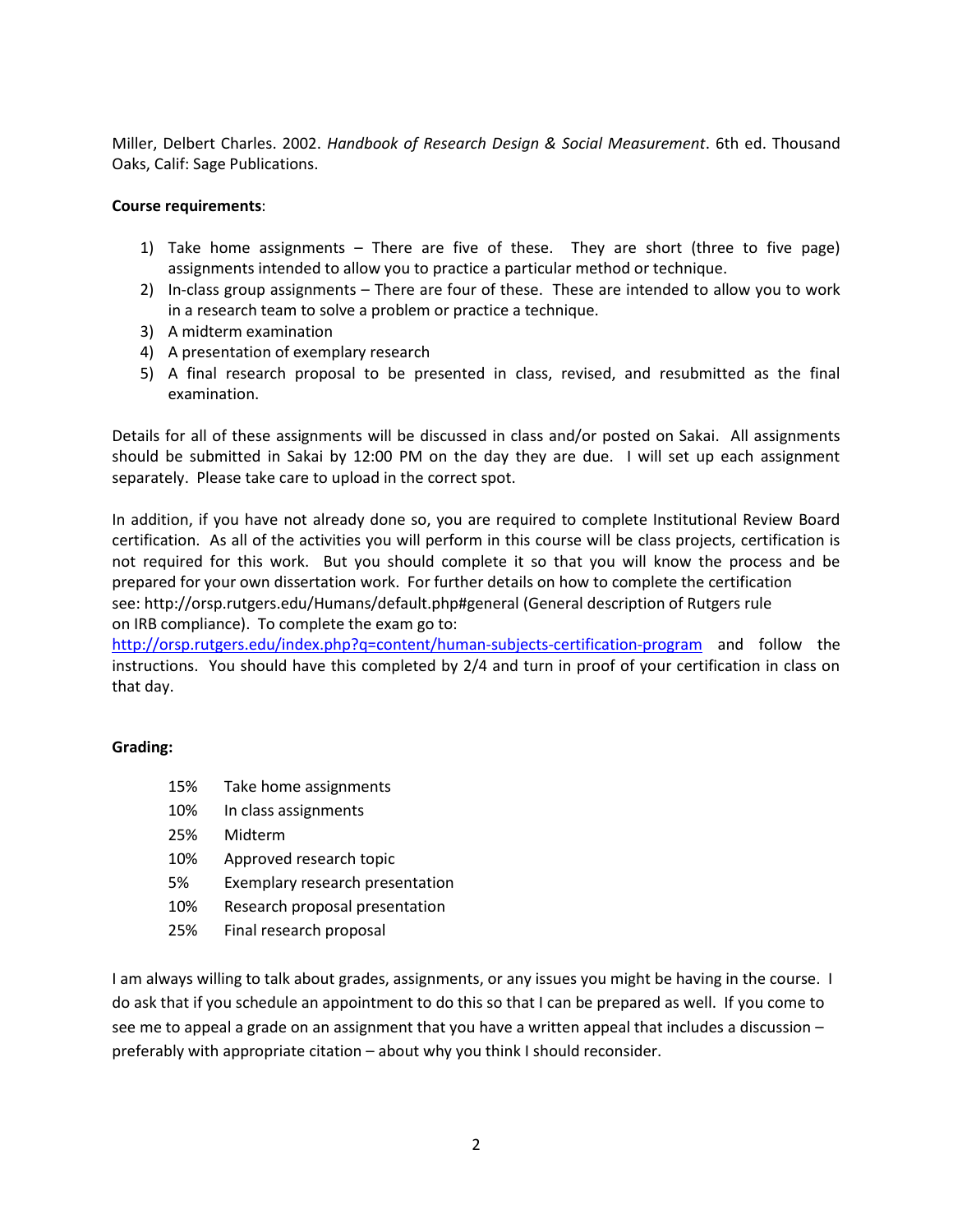Miller, Delbert Charles. 2002. *Handbook of Research Design & Social Measurement*. 6th ed. Thousand Oaks, Calif: Sage Publications.

**Course requirements**:

1) Take home assignments – There are five of these. They are short (three to five page) assignments intended to allow you to practice a particular method or technique.
2) In-class group assignments – There are four of these. These are intended to allow you to work in a research team to solve a problem or practice a technique.
3) A midterm examination
4) A presentation of exemplary research
5) A final research proposal to be presented in class, revised, and resubmitted as the final examination.

Details for all of these assignments will be discussed in class and/or posted on Sakai. All assignments should be submitted in Sakai by 12:00 PM on the day they are due. I will set up each assignment separately. Please take care to upload in the correct spot.

In addition, if you have not already done so, you are required to complete Institutional Review Board certification. As all of the activities you will perform in this course will be class projects, certification is not required for this work. But you should complete it so that you will know the process and be prepared for your own dissertation work. For further details on how to complete the certification see: http://orsp.rutgers.edu/Humans/default.php#general (General description of Rutgers rule on IRB compliance). To complete the exam go to: http://orsp.rutgers.edu/index.php?q=content/human-subjects-certification-program and follow the instructions. You should have this completed by 2/4 and turn in proof of your certification in class on that day.

**Grading:**

| | |
|---|---|
| 15% | Take home assignments |
| 10% | In class assignments |
| 25% | Midterm |
| 10% | Approved research topic |
| 5% | Exemplary research presentation |
| 10% | Research proposal presentation |
| 25% | Final research proposal |

I am always willing to talk about grades, assignments, or any issues you might be having in the course. I do ask that if you schedule an appointment to do this so that I can be prepared as well. If you come to see me to appeal a grade on an assignment that you have a written appeal that includes a discussion – preferably with appropriate citation – about why you think I should reconsider.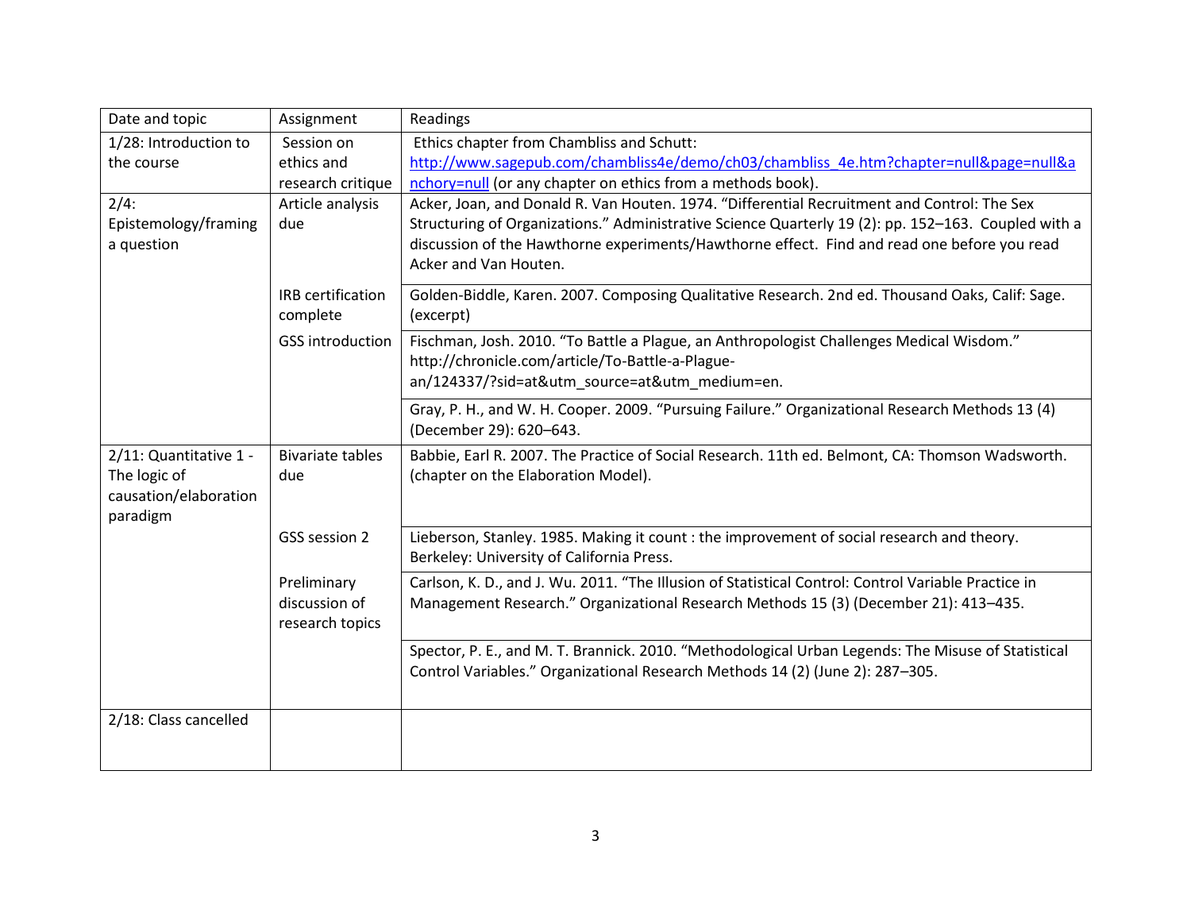| Date and topic | Assignment | Readings |
| --- | --- | --- |
| 1/28: Introduction to the course | Session on ethics and research critique | Ethics chapter from Chambliss and Schutt: [http://www.sagepub.com/chambliss4e/demo/ch03/chambliss_4e.htm?chapter=null&page=null&anchory=null](http://www.sagepub.com/chambliss4e/demo/ch03/chambliss_4e.htm?chapter=null&page=null&anchory=null) (or any chapter on ethics from a methods book). |
| 2/4: Epistemology/framing a question | Article analysis due | Acker, Joan, and Donald R. Van Houten. 1974. "Differential Recruitment and Control: The Sex Structuring of Organizations." Administrative Science Quarterly 19 (2): pp. 152–163. Coupled with a discussion of the Hawthorne experiments/Hawthorne effect. Find and read one before you read Acker and Van Houten. |
| | IRB certification complete | Golden-Biddle, Karen. 2007. Composing Qualitative Research. 2nd ed. Thousand Oaks, Calif: Sage. (excerpt) |
| | GSS introduction | Fischman, Josh. 2010. "To Battle a Plague, an Anthropologist Challenges Medical Wisdom." http://chronicle.com/article/To-Battle-a-Plague-an/124337/?sid=at&utm_source=at&utm_medium=en. |
| | | Gray, P. H., and W. H. Cooper. 2009. "Pursuing Failure." Organizational Research Methods 13 (4) (December 29): 620–643. |
| 2/11: Quantitative 1 - The logic of causation/elaboration paradigm | Bivariate tables due | Babbie, Earl R. 2007. The Practice of Social Research. 11th ed. Belmont, CA: Thomson Wadsworth. (chapter on the Elaboration Model). |
| | GSS session 2 | Lieberson, Stanley. 1985. Making it count : the improvement of social research and theory. Berkeley: University of California Press. |
| | Preliminary discussion of research topics | Carlson, K. D., and J. Wu. 2011. "The Illusion of Statistical Control: Control Variable Practice in Management Research." Organizational Research Methods 15 (3) (December 21): 413–435. |
| | | Spector, P. E., and M. T. Brannick. 2010. "Methodological Urban Legends: The Misuse of Statistical Control Variables." Organizational Research Methods 14 (2) (June 2): 287–305. |
| 2/18: Class cancelled | | |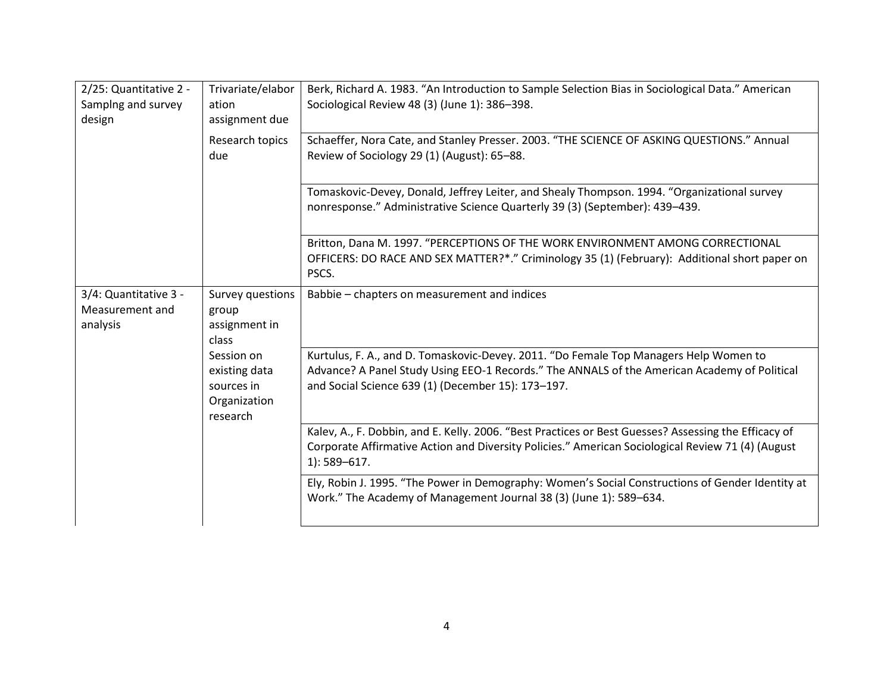| | | |
|---|---|---|
| 2/25: Quantitative 2 - Samplng and survey design | Trivariate/elaboration assignment due | Berk, Richard A. 1983. "An Introduction to Sample Selection Bias in Sociological Data." American Sociological Review 48 (3) (June 1): 386–398. |
| | Research topics due | Schaeffer, Nora Cate, and Stanley Presser. 2003. "THE SCIENCE OF ASKING QUESTIONS." Annual Review of Sociology 29 (1) (August): 65–88. |
| | | Tomaskovic-Devey, Donald, Jeffrey Leiter, and Shealy Thompson. 1994. "Organizational survey nonresponse." Administrative Science Quarterly 39 (3) (September): 439–439. |
| | | Britton, Dana M. 1997. "PERCEPTIONS OF THE WORK ENVIRONMENT AMONG CORRECTIONAL OFFICERS: DO RACE AND SEX MATTER?*." Criminology 35 (1) (February): Additional short paper on PSCS. |
| 3/4: Quantitative 3 - Measurement and analysis | Survey questions group assignment in class | Babbie – chapters on measurement and indices |
| | Session on existing data sources in Organization research | Kurtulus, F. A., and D. Tomaskovic-Devey. 2011. "Do Female Top Managers Help Women to Advance? A Panel Study Using EEO-1 Records." The ANNALS of the American Academy of Political and Social Science 639 (1) (December 15): 173–197. |
| | | Kalev, A., F. Dobbin, and E. Kelly. 2006. "Best Practices or Best Guesses? Assessing the Efficacy of Corporate Affirmative Action and Diversity Policies." American Sociological Review 71 (4) (August 1): 589–617. |
| | | Ely, Robin J. 1995. "The Power in Demography: Women's Social Constructions of Gender Identity at Work." The Academy of Management Journal 38 (3) (June 1): 589–634. |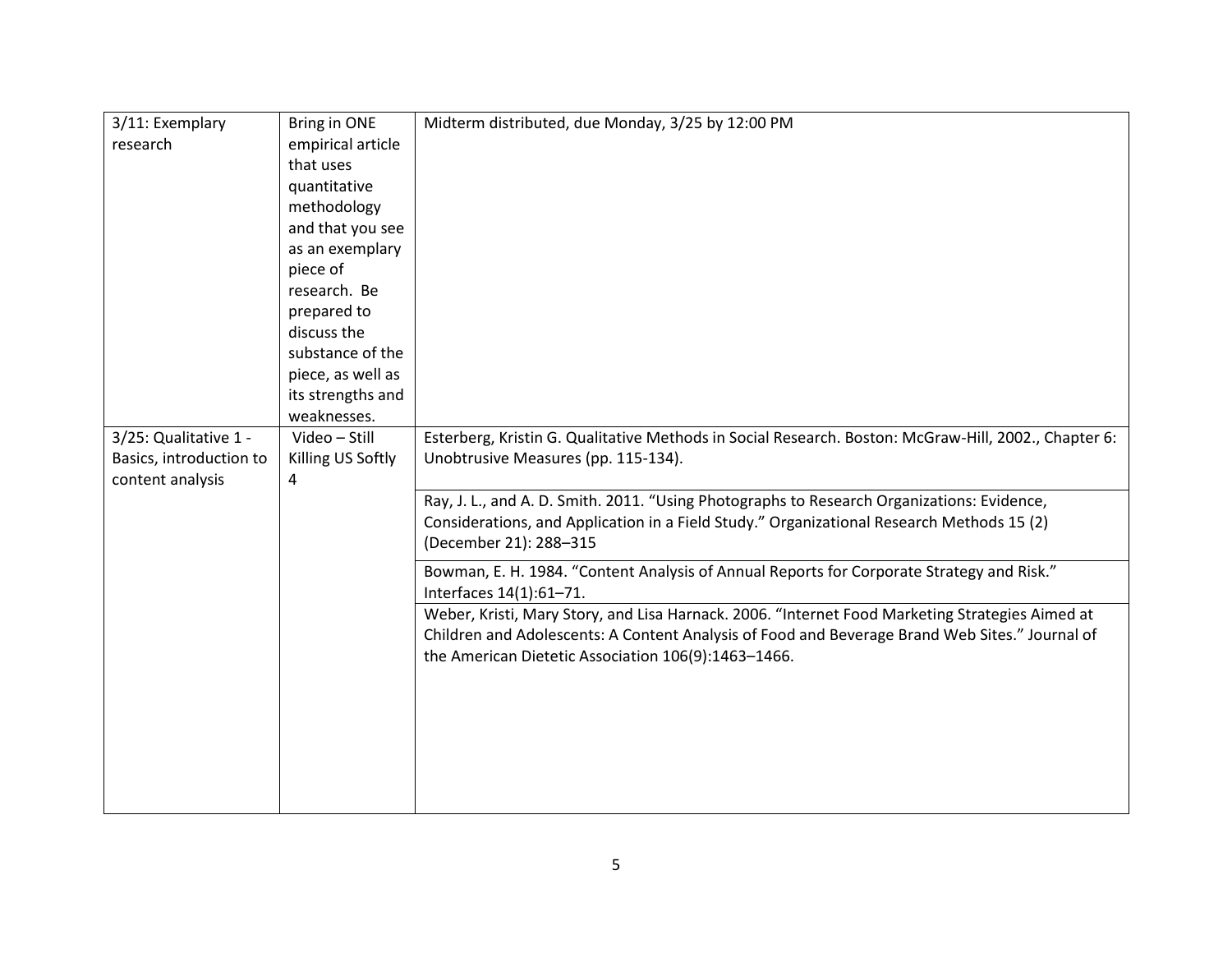| | | |
|---|---|---|
| 3/11: Exemplary research | Bring in ONE empirical article that uses quantitative methodology and that you see as an exemplary piece of research. Be prepared to discuss the substance of the piece, as well as its strengths and weaknesses. | Midterm distributed, due Monday, 3/25 by 12:00 PM |
| 3/25: Qualitative 1 - Basics, introduction to content analysis | Video – Still Killing US Softly 4 | Esterberg, Kristin G. Qualitative Methods in Social Research. Boston: McGraw-Hill, 2002., Chapter 6: Unobtrusive Measures (pp. 115-134). |
| | | Ray, J. L., and A. D. Smith. 2011. "Using Photographs to Research Organizations: Evidence, Considerations, and Application in a Field Study." Organizational Research Methods 15 (2) (December 21): 288–315 |
| | | Bowman, E. H. 1984. "Content Analysis of Annual Reports for Corporate Strategy and Risk." Interfaces 14(1):61–71. |
| | | Weber, Kristi, Mary Story, and Lisa Harnack. 2006. "Internet Food Marketing Strategies Aimed at Children and Adolescents: A Content Analysis of Food and Beverage Brand Web Sites." Journal of the American Dietetic Association 106(9):1463–1466. |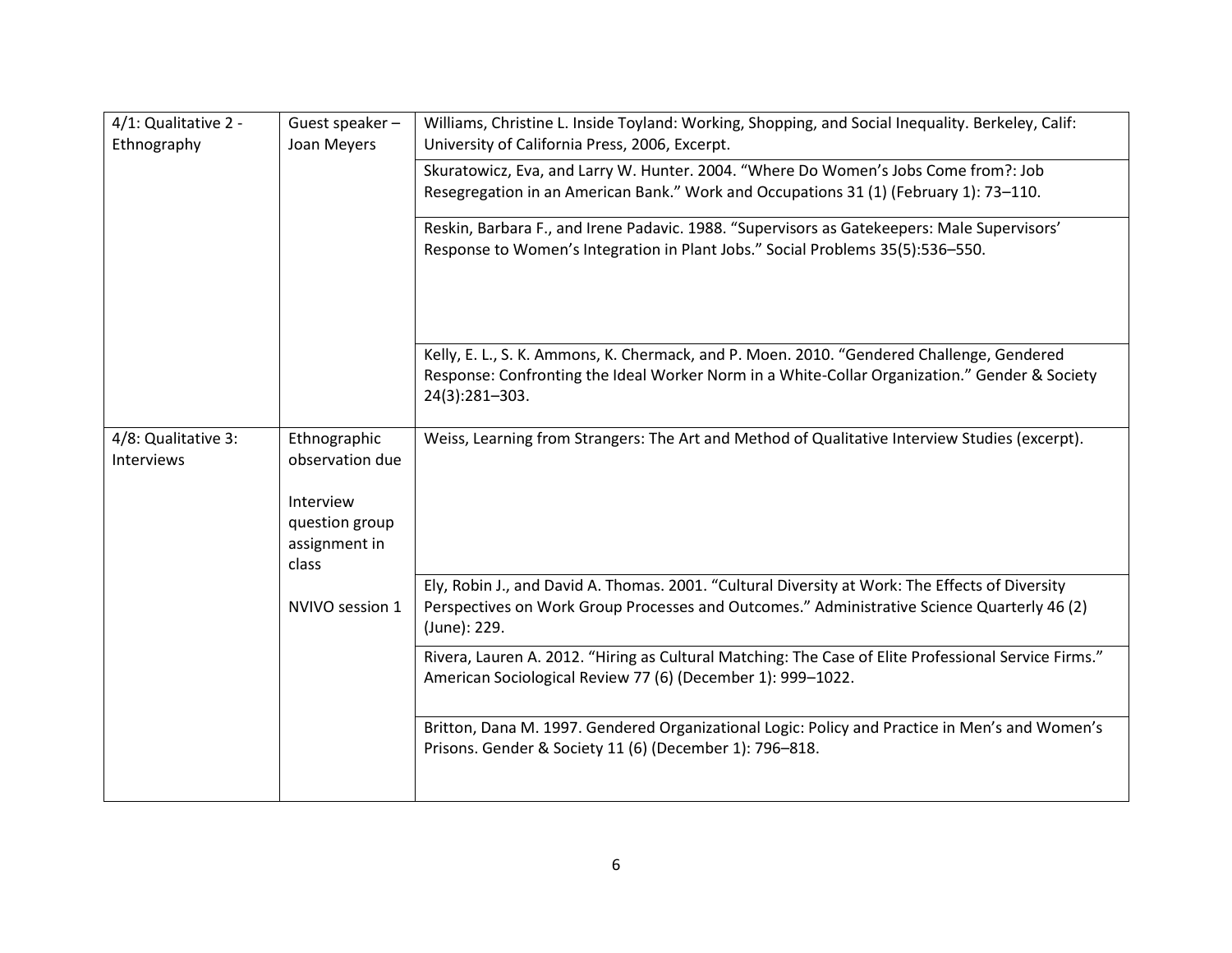| | | |
|---|---|---|
| 4/1: Qualitative 2 - Ethnography | Guest speaker – Joan Meyers | Williams, Christine L. Inside Toyland: Working, Shopping, and Social Inequality. Berkeley, Calif: University of California Press, 2006, Excerpt. |
| | | Skuratowicz, Eva, and Larry W. Hunter. 2004. "Where Do Women's Jobs Come from?: Job Resegregation in an American Bank." Work and Occupations 31 (1) (February 1): 73–110. |
| | | Reskin, Barbara F., and Irene Padavic. 1988. "Supervisors as Gatekeepers: Male Supervisors' Response to Women's Integration in Plant Jobs." Social Problems 35(5):536–550. |
| | | Kelly, E. L., S. K. Ammons, K. Chermack, and P. Moen. 2010. "Gendered Challenge, Gendered Response: Confronting the Ideal Worker Norm in a White-Collar Organization." Gender & Society 24(3):281–303. |
| 4/8: Qualitative 3: Interviews | Ethnographic observation due<br><br>Interview question group assignment in class<br><br>NVIVO session 1 | Weiss, Learning from Strangers: The Art and Method of Qualitative Interview Studies (excerpt). |
| | | Ely, Robin J., and David A. Thomas. 2001. "Cultural Diversity at Work: The Effects of Diversity Perspectives on Work Group Processes and Outcomes." Administrative Science Quarterly 46 (2) (June): 229. |
| | | Rivera, Lauren A. 2012. "Hiring as Cultural Matching: The Case of Elite Professional Service Firms." American Sociological Review 77 (6) (December 1): 999–1022. |
| | | Britton, Dana M. 1997. Gendered Organizational Logic: Policy and Practice in Men's and Women's Prisons. Gender & Society 11 (6) (December 1): 796–818. |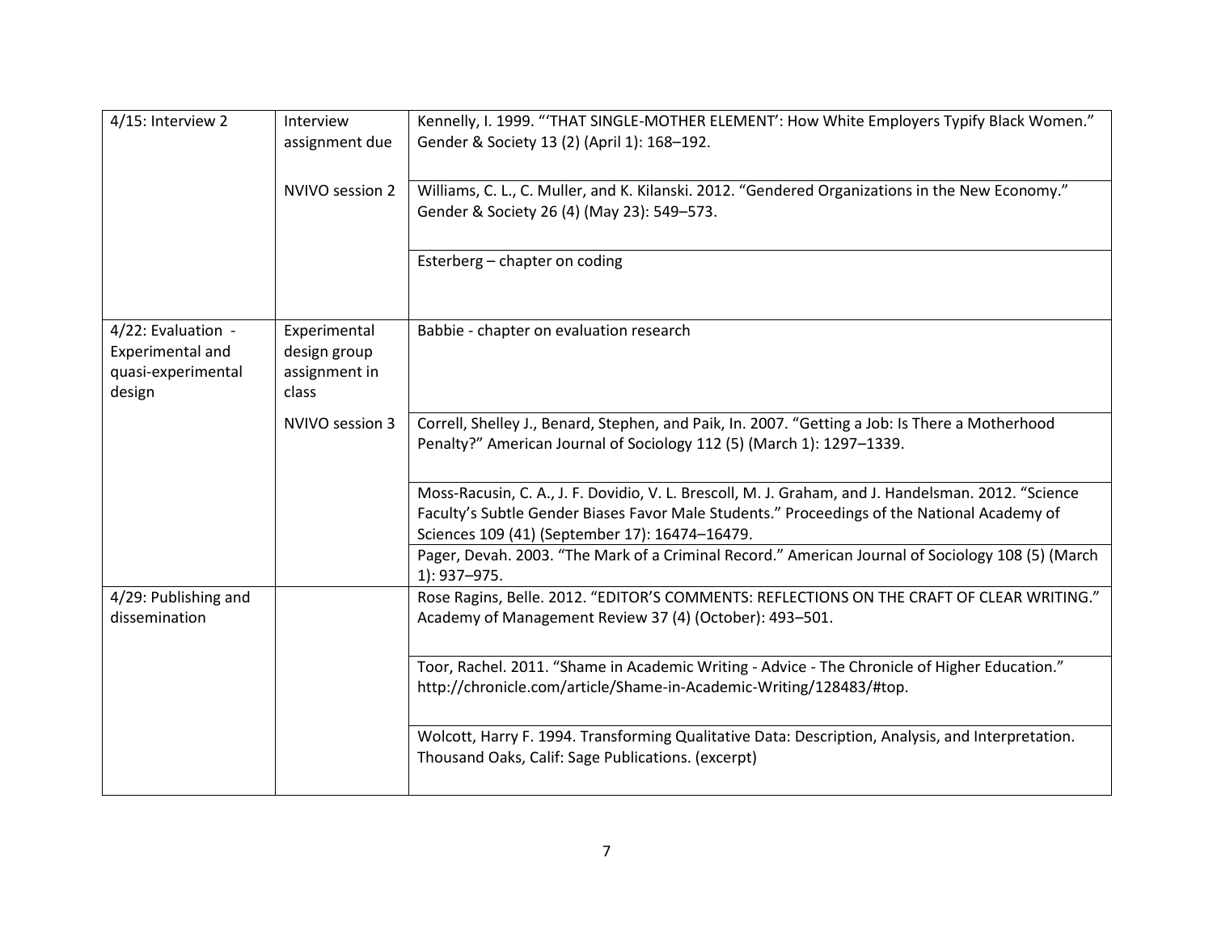| | | |
|---|---|---|
| 4/15: Interview 2 | Interview assignment due | Kennelly, I. 1999. "'THAT SINGLE-MOTHER ELEMENT': How White Employers Typify Black Women." Gender & Society 13 (2) (April 1): 168–192. |
| | NVIVO session 2 | Williams, C. L., C. Muller, and K. Kilanski. 2012. "Gendered Organizations in the New Economy." Gender & Society 26 (4) (May 23): 549–573. |
| | | Esterberg – chapter on coding |
| 4/22: Evaluation - Experimental and quasi-experimental design | Experimental design group assignment in class | Babbie - chapter on evaluation research |
| | NVIVO session 3 | Correll, Shelley J., Benard, Stephen, and Paik, In. 2007. "Getting a Job: Is There a Motherhood Penalty?" American Journal of Sociology 112 (5) (March 1): 1297–1339. |
| | | Moss-Racusin, C. A., J. F. Dovidio, V. L. Brescoll, M. J. Graham, and J. Handelsman. 2012. "Science Faculty's Subtle Gender Biases Favor Male Students." Proceedings of the National Academy of Sciences 109 (41) (September 17): 16474–16479. |
| | | Pager, Devah. 2003. "The Mark of a Criminal Record." American Journal of Sociology 108 (5) (March 1): 937–975. |
| 4/29: Publishing and dissemination | | Rose Ragins, Belle. 2012. "EDITOR'S COMMENTS: REFLECTIONS ON THE CRAFT OF CLEAR WRITING." Academy of Management Review 37 (4) (October): 493–501. |
| | | Toor, Rachel. 2011. "Shame in Academic Writing - Advice - The Chronicle of Higher Education." http://chronicle.com/article/Shame-in-Academic-Writing/128483/#top. |
| | | Wolcott, Harry F. 1994. Transforming Qualitative Data: Description, Analysis, and Interpretation. Thousand Oaks, Calif: Sage Publications. (excerpt) |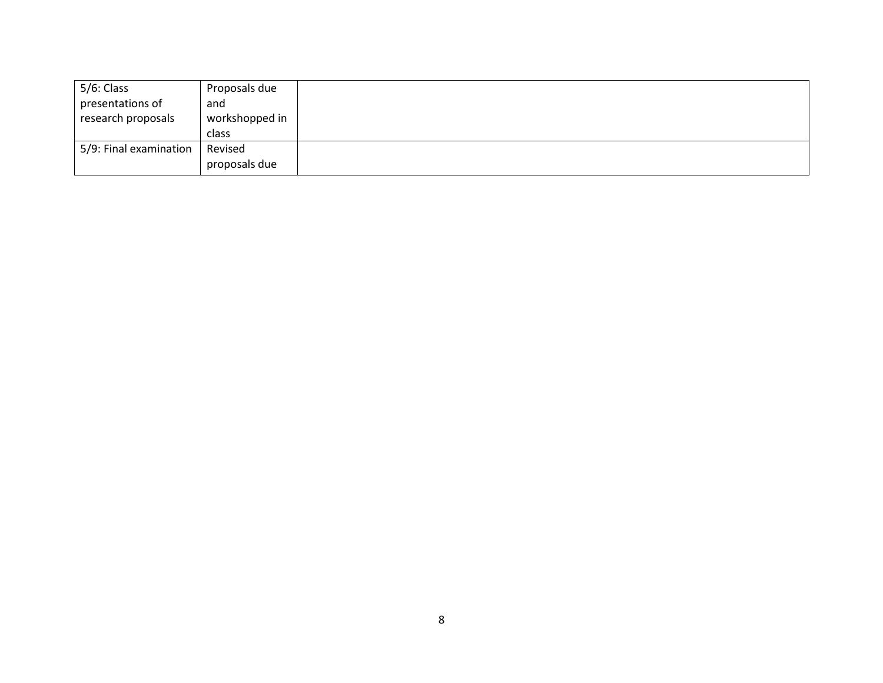| | | |
|---|---|---|
| 5/6: Class presentations of research proposals | Proposals due and workshopped in class | |
| 5/9: Final examination | Revised proposals due | |